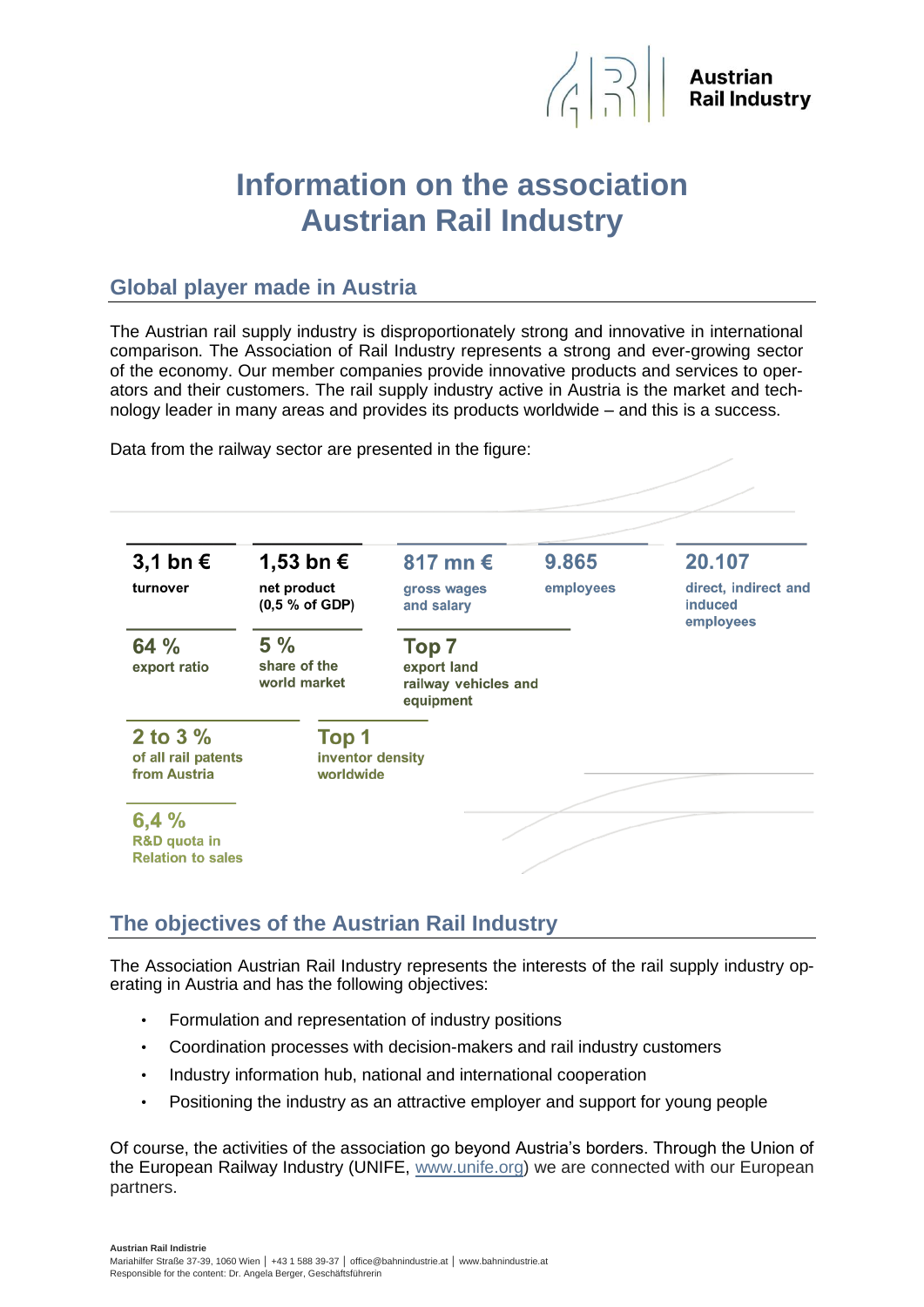# Information on the association Austrian Rail Industry

## Global player made in Austria

The Austrian rail supply industry is disproportionately strong and innovative in international comparison. The Association of Rail Industry represents a strong and ever-growing sector of the economy. Our member companies provide innovative products and services to operators and their customers. The rail supply industry active in Austria is the market and technology leader in many areas and provides its products worldwide – and this is a success.

Data from the railway sector are presented in the figure:

**3,1 bn €**
turnover

**1,53 bn €**
net product (0,5 % of GDP)

**817 mn €**
gross wages and salary

**9.865**
employees

**20.107**
direct, indirect and induced employees

**64 %**
export ratio

**5 %**
share of the world market

**Top 7**
export land railway vehicles and equipment

**2 to 3 %**
of all rail patents from Austria

**Top 1**
inventor density worldwide

**6,4 %**
R&D quota in Relation to sales

## The objectives of the Austrian Rail Industry

The Association Austrian Rail Industry represents the interests of the rail supply industry operating in Austria and has the following objectives:

- Formulation and representation of industry positions
- Coordination processes with decision-makers and rail industry customers
- Industry information hub, national and international cooperation
- Positioning the industry as an attractive employer and support for young people

Of course, the activities of the association go beyond Austria's borders. Through the Union of the European Railway Industry (UNIFE, www.unife.org) we are connected with our European partners.

**Austrian Rail Indistrie**
Mariahilfer Straße 37-39, 1060 Wien | +43 1 588 39-37 | office@bahnindustrie.at | www.bahnindustrie.at
Responsible for the content: Dr. Angela Berger, Geschäftsführerin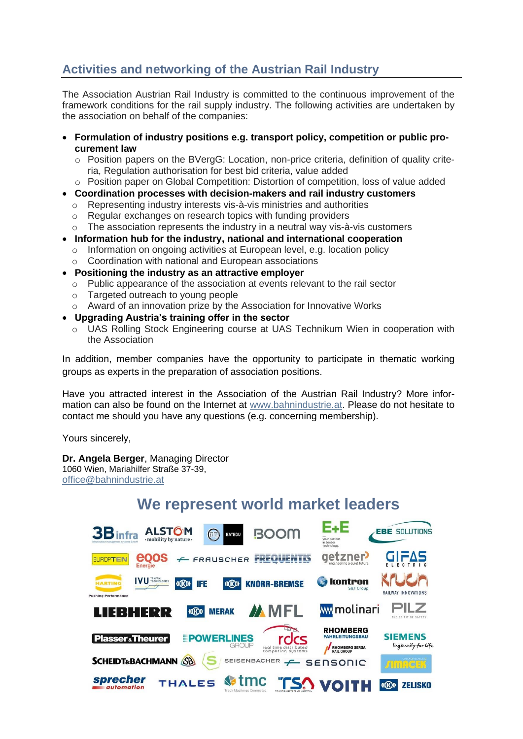## Activities and networking of the Austrian Rail Industry

The Association Austrian Rail Industry is committed to the continuous improvement of the framework conditions for the rail supply industry. The following activities are undertaken by the association on behalf of the companies:

- **Formulation of industry positions e.g. transport policy, competition or public procurement law**
  - Position papers on the BVergG: Location, non-price criteria, definition of quality criteria, Regulation authorisation for best bid criteria, value added
  - Position paper on Global Competition: Distortion of competition, loss of value added
- **Coordination processes with decision-makers and rail industry customers**
  - Representing industry interests vis-à-vis ministries and authorities
  - Regular exchanges on research topics with funding providers
  - The association represents the industry in a neutral way vis-à-vis customers
- **Information hub for the industry, national and international cooperation**
  - Information on ongoing activities at European level, e.g. location policy
  - Coordination with national and European associations
- **Positioning the industry as an attractive employer**
  - Public appearance of the association at events relevant to the rail sector
  - Targeted outreach to young people
  - Award of an innovation prize by the Association for Innovative Works
- **Upgrading Austria's training offer in the sector**
  - UAS Rolling Stock Engineering course at UAS Technikum Wien in cooperation with the Association

In addition, member companies have the opportunity to participate in thematic working groups as experts in the preparation of association positions.

Have you attracted interest in the Association of the Austrian Rail Industry? More information can also be found on the Internet at www.bahnindustrie.at. Please do not hesitate to contact me should you have any questions (e.g. concerning membership).

Yours sincerely,

**Dr. Angela Berger**, Managing Director
1060 Wien, Mariahilfer Straße 37-39,
office@bahnindustrie.at

## We represent world market leaders

3B infra, ALSTOM, BATEGU, BOOM, E+E, EBE SOLUTIONS, EUROPTEN, eqos Energie, FRAUSCHER, FREQUENTIS, getzner, GIFAS ELECTRIC, HARTING, IVU Traffic Technologies, IFE, KNORR-BREMSE, kontron S&T Group, KRUCH Railway Innovations, LIEBHERR, MERAK, MFL, molinari, PILZ, Plasser & Theurer, POWERLINES GROUP, rdcs, RHOMBERG FAHRLEITUNGSBAU, RHOMBERG SERSA RAIL GROUP, SIEMENS, SCHEIDT&BACHMANN, SEISENBACHER, sensonic, SIMACEK, sprecher automation, THALES, tmc, TSA, VOITH, ZELISKO